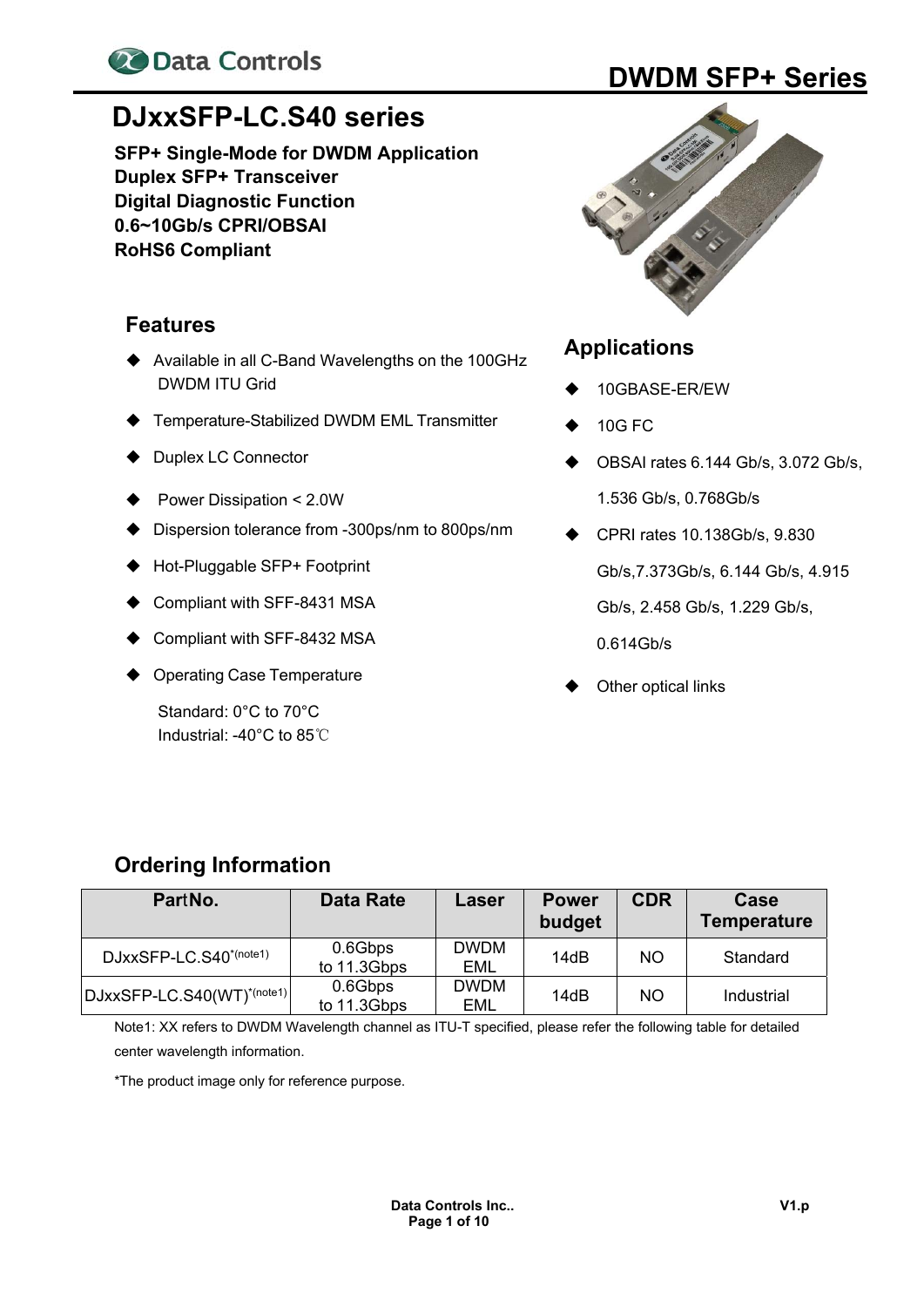# DWDM SFP+ Series

## DJxxSFP-LC.S40 series

**SFP+ Single-Mode for DWDM Application**
**Duplex SFP+ Transceiver**
**Digital Diagnostic Function**
**0.6~10Gb/s CPRI/OBSAI**
**RoHS6 Compliant**

### Features

- Available in all C-Band Wavelengths on the 100GHz DWDM ITU Grid
- Temperature-Stabilized DWDM EML Transmitter
- Duplex LC Connector
- Power Dissipation < 2.0W
- Dispersion tolerance from -300ps/nm to 800ps/nm
- Hot-Pluggable SFP+ Footprint
- Compliant with SFF-8431 MSA
- Compliant with SFF-8432 MSA
- Operating Case Temperature

  Standard: 0°C to 70°C
  Industrial: -40°C to 85℃

### Applications

- 10GBASE-ER/EW
- 10G FC
- OBSAI rates 6.144 Gb/s, 3.072 Gb/s, 1.536 Gb/s, 0.768Gb/s
- CPRI rates 10.138Gb/s, 9.830 Gb/s,7.373Gb/s, 6.144 Gb/s, 4.915 Gb/s, 2.458 Gb/s, 1.229 Gb/s, 0.614Gb/s
- Other optical links

### Ordering Information

| PartNo. | Data Rate | Laser | Power budget | CDR | Case Temperature |
|---|---|---|---|---|---|
| DJxxSFP-LC.S40*(note1) | 0.6Gbps to 11.3Gbps | DWDM EML | 14dB | NO | Standard |
| DJxxSFP-LC.S40(WT)*(note1) | 0.6Gbps to 11.3Gbps | DWDM EML | 14dB | NO | Industrial |

Note1: XX refers to DWDM Wavelength channel as ITU-T specified, please refer the following table for detailed center wavelength information.

*The product image only for reference purpose.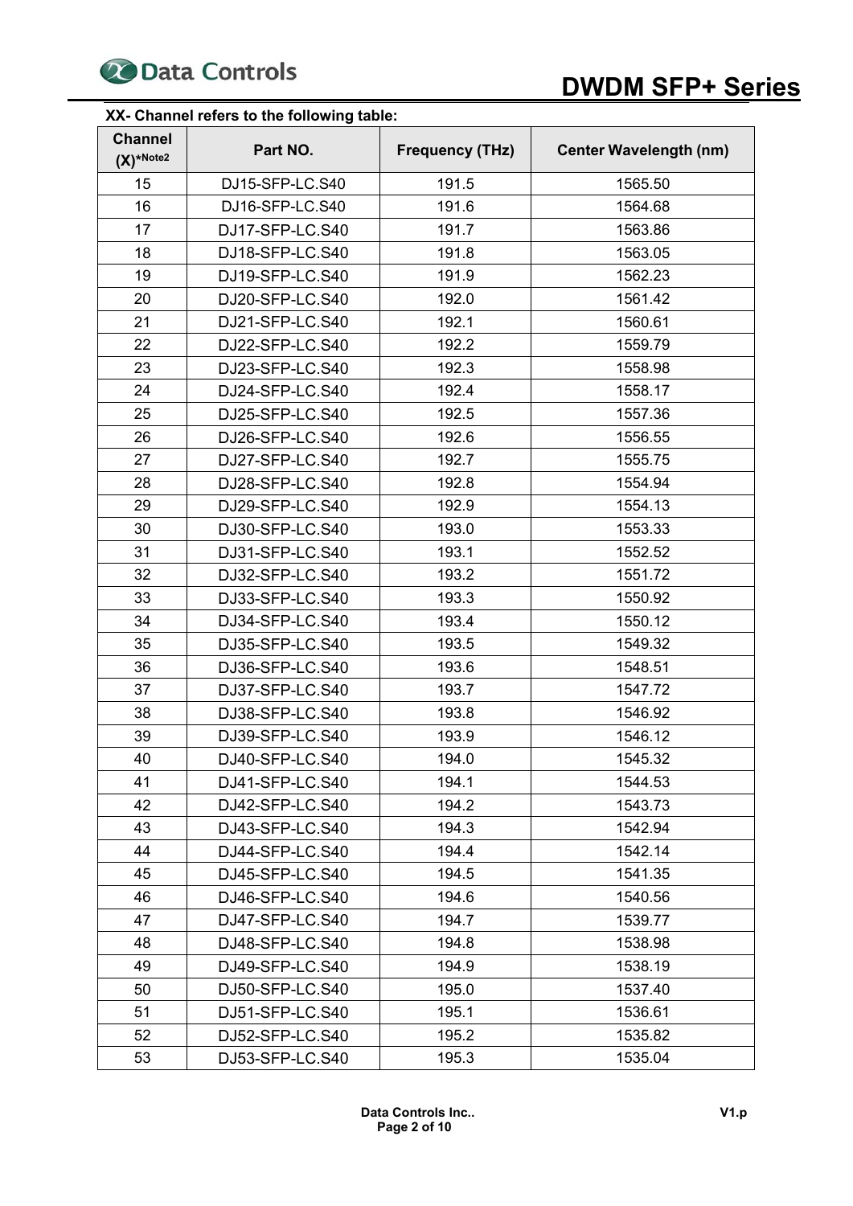**XX- Channel refers to the following table:**

| Channel (X)*Note2 | Part NO. | Frequency (THz) | Center Wavelength (nm) |
|---|---|---|---|
| 15 | DJ15-SFP-LC.S40 | 191.5 | 1565.50 |
| 16 | DJ16-SFP-LC.S40 | 191.6 | 1564.68 |
| 17 | DJ17-SFP-LC.S40 | 191.7 | 1563.86 |
| 18 | DJ18-SFP-LC.S40 | 191.8 | 1563.05 |
| 19 | DJ19-SFP-LC.S40 | 191.9 | 1562.23 |
| 20 | DJ20-SFP-LC.S40 | 192.0 | 1561.42 |
| 21 | DJ21-SFP-LC.S40 | 192.1 | 1560.61 |
| 22 | DJ22-SFP-LC.S40 | 192.2 | 1559.79 |
| 23 | DJ23-SFP-LC.S40 | 192.3 | 1558.98 |
| 24 | DJ24-SFP-LC.S40 | 192.4 | 1558.17 |
| 25 | DJ25-SFP-LC.S40 | 192.5 | 1557.36 |
| 26 | DJ26-SFP-LC.S40 | 192.6 | 1556.55 |
| 27 | DJ27-SFP-LC.S40 | 192.7 | 1555.75 |
| 28 | DJ28-SFP-LC.S40 | 192.8 | 1554.94 |
| 29 | DJ29-SFP-LC.S40 | 192.9 | 1554.13 |
| 30 | DJ30-SFP-LC.S40 | 193.0 | 1553.33 |
| 31 | DJ31-SFP-LC.S40 | 193.1 | 1552.52 |
| 32 | DJ32-SFP-LC.S40 | 193.2 | 1551.72 |
| 33 | DJ33-SFP-LC.S40 | 193.3 | 1550.92 |
| 34 | DJ34-SFP-LC.S40 | 193.4 | 1550.12 |
| 35 | DJ35-SFP-LC.S40 | 193.5 | 1549.32 |
| 36 | DJ36-SFP-LC.S40 | 193.6 | 1548.51 |
| 37 | DJ37-SFP-LC.S40 | 193.7 | 1547.72 |
| 38 | DJ38-SFP-LC.S40 | 193.8 | 1546.92 |
| 39 | DJ39-SFP-LC.S40 | 193.9 | 1546.12 |
| 40 | DJ40-SFP-LC.S40 | 194.0 | 1545.32 |
| 41 | DJ41-SFP-LC.S40 | 194.1 | 1544.53 |
| 42 | DJ42-SFP-LC.S40 | 194.2 | 1543.73 |
| 43 | DJ43-SFP-LC.S40 | 194.3 | 1542.94 |
| 44 | DJ44-SFP-LC.S40 | 194.4 | 1542.14 |
| 45 | DJ45-SFP-LC.S40 | 194.5 | 1541.35 |
| 46 | DJ46-SFP-LC.S40 | 194.6 | 1540.56 |
| 47 | DJ47-SFP-LC.S40 | 194.7 | 1539.77 |
| 48 | DJ48-SFP-LC.S40 | 194.8 | 1538.98 |
| 49 | DJ49-SFP-LC.S40 | 194.9 | 1538.19 |
| 50 | DJ50-SFP-LC.S40 | 195.0 | 1537.40 |
| 51 | DJ51-SFP-LC.S40 | 195.1 | 1536.61 |
| 52 | DJ52-SFP-LC.S40 | 195.2 | 1535.82 |
| 53 | DJ53-SFP-LC.S40 | 195.3 | 1535.04 |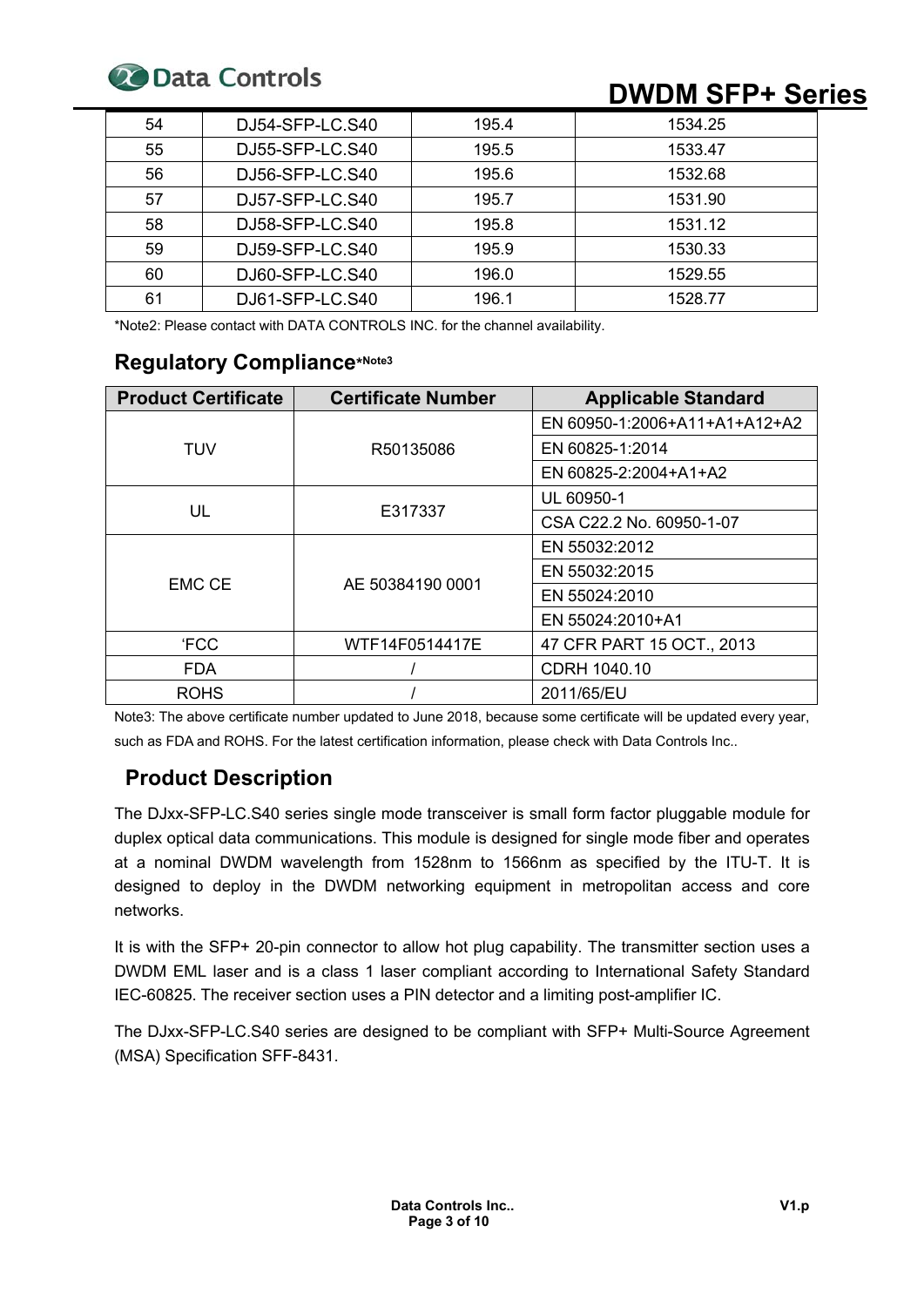| 54 | DJ54-SFP-LC.S40 | 195.4 | 1534.25 |
|---|---|---|---|
| 55 | DJ55-SFP-LC.S40 | 195.5 | 1533.47 |
| 56 | DJ56-SFP-LC.S40 | 195.6 | 1532.68 |
| 57 | DJ57-SFP-LC.S40 | 195.7 | 1531.90 |
| 58 | DJ58-SFP-LC.S40 | 195.8 | 1531.12 |
| 59 | DJ59-SFP-LC.S40 | 195.9 | 1530.33 |
| 60 | DJ60-SFP-LC.S40 | 196.0 | 1529.55 |
| 61 | DJ61-SFP-LC.S40 | 196.1 | 1528.77 |

*Note2: Please contact with DATA CONTROLS INC. for the channel availability.

## Regulatory Compliance*Note3

| Product Certificate | Certificate Number | Applicable Standard |
|---|---|---|
| TUV | R50135086 | EN 60950-1:2006+A11+A1+A12+A2 |
| | | EN 60825-1:2014 |
| | | EN 60825-2:2004+A1+A2 |
| UL | E317337 | UL 60950-1 |
| | | CSA C22.2 No. 60950-1-07 |
| EMC CE | AE 50384190 0001 | EN 55032:2012 |
| | | EN 55032:2015 |
| | | EN 55024:2010 |
| | | EN 55024:2010+A1 |
| ‘FCC | WTF14F0514417E | 47 CFR PART 15 OCT., 2013 |
| FDA | / | CDRH 1040.10 |
| ROHS | / | 2011/65/EU |

Note3: The above certificate number updated to June 2018, because some certificate will be updated every year, such as FDA and ROHS. For the latest certification information, please check with Data Controls Inc..

## Product Description

The DJxx-SFP-LC.S40 series single mode transceiver is small form factor pluggable module for duplex optical data communications. This module is designed for single mode fiber and operates at a nominal DWDM wavelength from 1528nm to 1566nm as specified by the ITU-T. It is designed to deploy in the DWDM networking equipment in metropolitan access and core networks.

It is with the SFP+ 20-pin connector to allow hot plug capability. The transmitter section uses a DWDM EML laser and is a class 1 laser compliant according to International Safety Standard IEC-60825. The receiver section uses a PIN detector and a limiting post-amplifier IC.

The DJxx-SFP-LC.S40 series are designed to be compliant with SFP+ Multi-Source Agreement (MSA) Specification SFF-8431.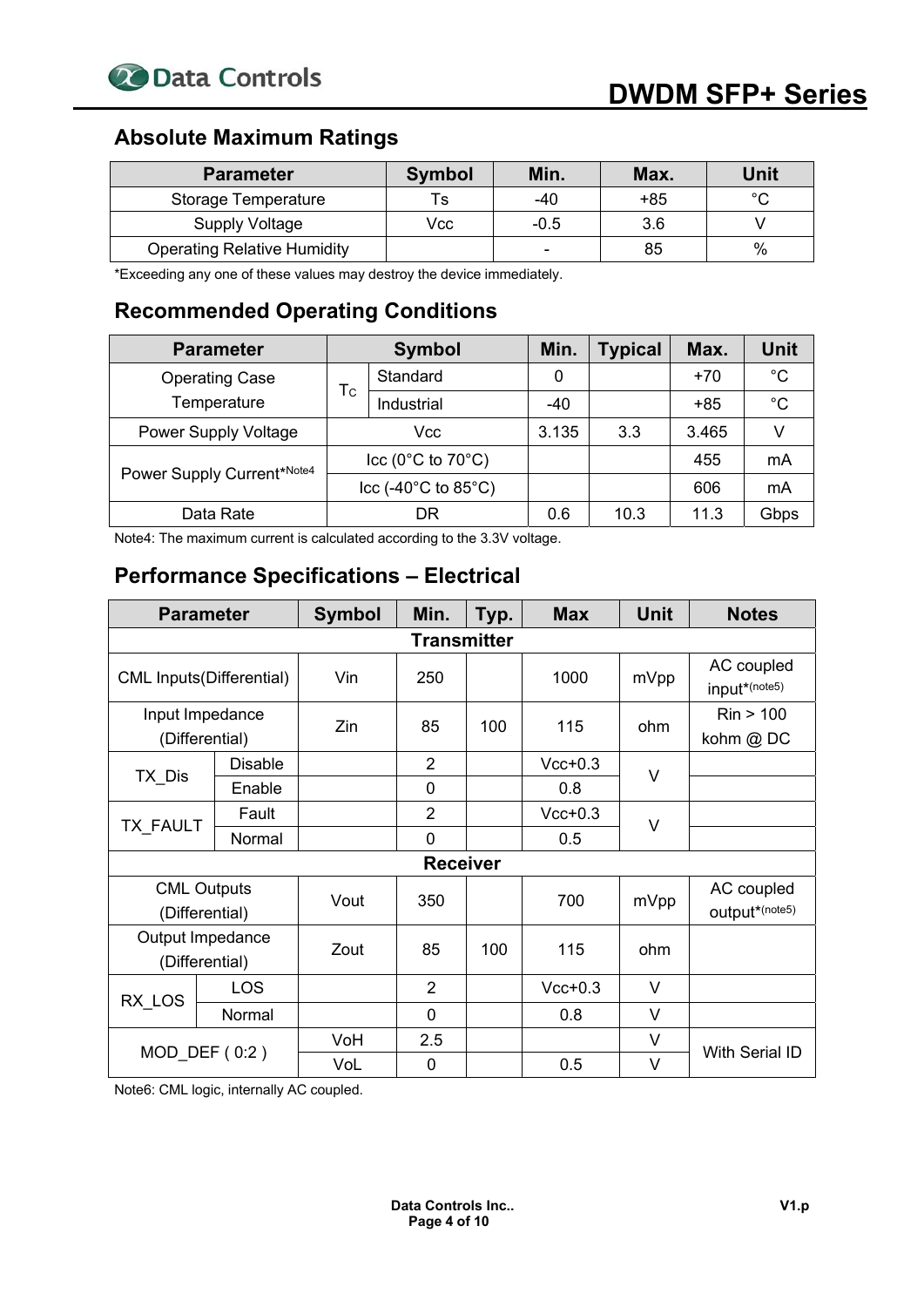## Absolute Maximum Ratings

| Parameter | Symbol | Min. | Max. | Unit |
|---|---|---|---|---|
| Storage Temperature | Ts | -40 | +85 | °C |
| Supply Voltage | Vcc | -0.5 | 3.6 | V |
| Operating Relative Humidity | | - | 85 | % |

*Exceeding any one of these values may destroy the device immediately.

## Recommended Operating Conditions

| Parameter | Symbol | | Min. | Typical | Max. | Unit |
|---|---|---|---|---|---|---|
| Operating Case Temperature | $T_C$ | Standard | 0 | | +70 | °C |
| | | Industrial | -40 | | +85 | °C |
| Power Supply Voltage | Vcc | | 3.135 | 3.3 | 3.465 | V |
| Power Supply Current*[Note4] | Icc (0°C to 70°C) | | | | 455 | mA |
| | Icc (-40°C to 85°C) | | | | 606 | mA |
| Data Rate | DR | | 0.6 | 10.3 | 11.3 | Gbps |

Note4: The maximum current is calculated according to the 3.3V voltage.

## Performance Specifications – Electrical

| Parameter | | Symbol | Min. | Typ. | Max | Unit | Notes |
|---|---|---|---|---|---|---|---|
| **Transmitter** | | | | | | | |
| CML Inputs(Differential) | | Vin | 250 | | 1000 | mVpp | AC coupled input*(note5) |
| Input Impedance (Differential) | | Zin | 85 | 100 | 115 | ohm | Rin > 100 kohm @ DC |
| TX_Dis | Disable | | 2 | | Vcc+0.3 | V | |
| | Enable | | 0 | | 0.8 | | |
| TX_FAULT | Fault | | 2 | | Vcc+0.3 | V | |
| | Normal | | 0 | | 0.5 | | |
| **Receiver** | | | | | | | |
| CML Outputs (Differential) | | Vout | 350 | | 700 | mVpp | AC coupled output*(note5) |
| Output Impedance (Differential) | | Zout | 85 | 100 | 115 | ohm | |
| RX_LOS | LOS | | 2 | | Vcc+0.3 | V | |
| | Normal | | 0 | | 0.8 | V | |
| MOD_DEF ( 0:2 ) | | VoH | 2.5 | | | V | With Serial ID |
| | | VoL | 0 | | 0.5 | V | |

Note6: CML logic, internally AC coupled.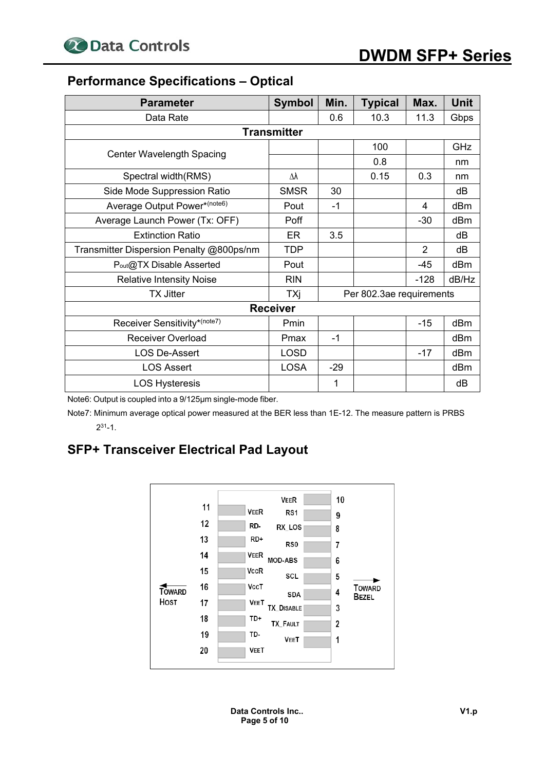## Performance Specifications – Optical

| Parameter | Symbol | Min. | Typical | Max. | Unit |
|---|---|---|---|---|---|
| Data Rate | | 0.6 | 10.3 | 11.3 | Gbps |
| **Transmitter** | | | | | |
| Center Wavelength Spacing | | | 100 | | GHz |
| | | | 0.8 | | nm |
| Spectral width(RMS) | Δλ | | 0.15 | 0.3 | nm |
| Side Mode Suppression Ratio | SMSR | 30 | | | dB |
| Average Output Power*(note6) | Pout | -1 | | 4 | dBm |
| Average Launch Power (Tx: OFF) | Poff | | | -30 | dBm |
| Extinction Ratio | ER | 3.5 | | | dB |
| Transmitter Dispersion Penalty @800ps/nm | TDP | | | 2 | dB |
| $P_{out}$@TX Disable Asserted | Pout | | | -45 | dBm |
| Relative Intensity Noise | RIN | | | -128 | dB/Hz |
| TX Jitter | TXj | Per 802.3ae requirements | | | |
| **Receiver** | | | | | |
| Receiver Sensitivity*(note7) | Pmin | | | -15 | dBm |
| Receiver Overload | Pmax | -1 | | | dBm |
| LOS De-Assert | LOSD | | | -17 | dBm |
| LOS Assert | LOSA | -29 | | | dBm |
| LOS Hysteresis | | 1 | | | dB |

Note6: Output is coupled into a 9/125μm single-mode fiber.

Note7: Minimum average optical power measured at the BER less than 1E-12. The measure pattern is PRBS $2^{31}$-1.

## SFP+ Transceiver Electrical Pad Layout

| Pin | Name | | Pin | Name |
|---|---|---|---|---|
| 11 | VEER | | 10 | VEER |
| 12 | RD- | | 9 | RS1 |
| 13 | RD+ | | 8 | RX_LOS |
| 14 | VEER | | 7 | RS0 |
| 15 | VCCR | | 6 | MOD-ABS |
| 16 | VCCT | | 5 | SCL |
| 17 | VEET | | 4 | SDA |
| 18 | TD+ | | 3 | TX_DISABLE |
| 19 | TD- | | 2 | TX_FAULT |
| 20 | VEET | | 1 | VEET |

← TOWARD HOST    TOWARD BEZEL →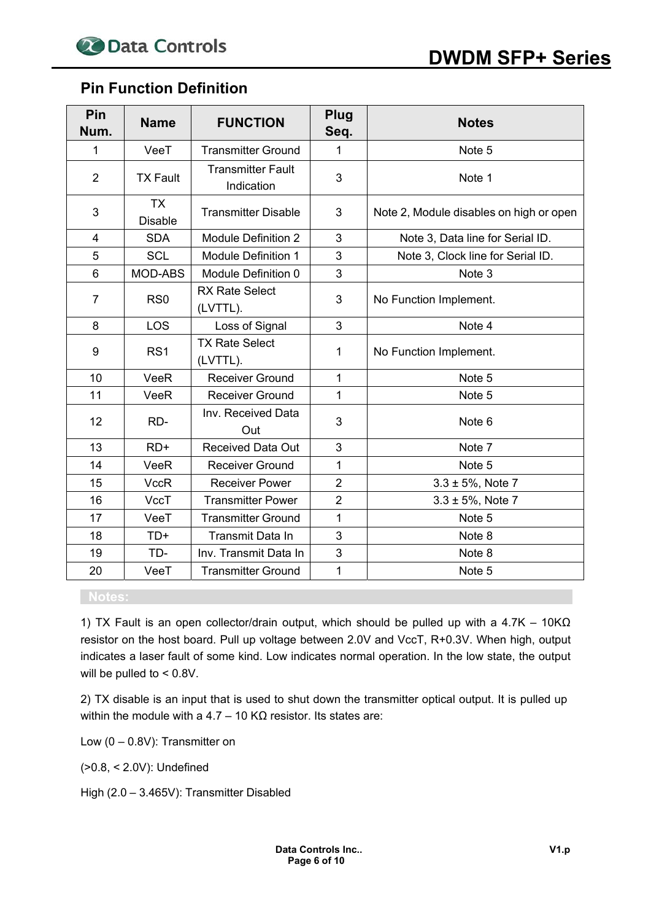## Pin Function Definition

| Pin Num. | Name | FUNCTION | Plug Seq. | Notes |
|---|---|---|---|---|
| 1 | VeeT | Transmitter Ground | 1 | Note 5 |
| 2 | TX Fault | Transmitter Fault Indication | 3 | Note 1 |
| 3 | TX Disable | Transmitter Disable | 3 | Note 2, Module disables on high or open |
| 4 | SDA | Module Definition 2 | 3 | Note 3, Data line for Serial ID. |
| 5 | SCL | Module Definition 1 | 3 | Note 3, Clock line for Serial ID. |
| 6 | MOD-ABS | Module Definition 0 | 3 | Note 3 |
| 7 | RS0 | RX Rate Select (LVTTL). | 3 | No Function Implement. |
| 8 | LOS | Loss of Signal | 3 | Note 4 |
| 9 | RS1 | TX Rate Select (LVTTL). | 1 | No Function Implement. |
| 10 | VeeR | Receiver Ground | 1 | Note 5 |
| 11 | VeeR | Receiver Ground | 1 | Note 5 |
| 12 | RD- | Inv. Received Data Out | 3 | Note 6 |
| 13 | RD+ | Received Data Out | 3 | Note 7 |
| 14 | VeeR | Receiver Ground | 1 | Note 5 |
| 15 | VccR | Receiver Power | 2 | 3.3 ± 5%, Note 7 |
| 16 | VccT | Transmitter Power | 2 | 3.3 ± 5%, Note 7 |
| 17 | VeeT | Transmitter Ground | 1 | Note 5 |
| 18 | TD+ | Transmit Data In | 3 | Note 8 |
| 19 | TD- | Inv. Transmit Data In | 3 | Note 8 |
| 20 | VeeT | Transmitter Ground | 1 | Note 5 |

**Notes:**

1) TX Fault is an open collector/drain output, which should be pulled up with a 4.7K – 10KΩ resistor on the host board. Pull up voltage between 2.0V and VccT, R+0.3V. When high, output indicates a laser fault of some kind. Low indicates normal operation. In the low state, the output will be pulled to < 0.8V.

2) TX disable is an input that is used to shut down the transmitter optical output. It is pulled up within the module with a 4.7 – 10 KΩ resistor. Its states are:

Low (0 – 0.8V): Transmitter on

(>0.8, < 2.0V): Undefined

High (2.0 – 3.465V): Transmitter Disabled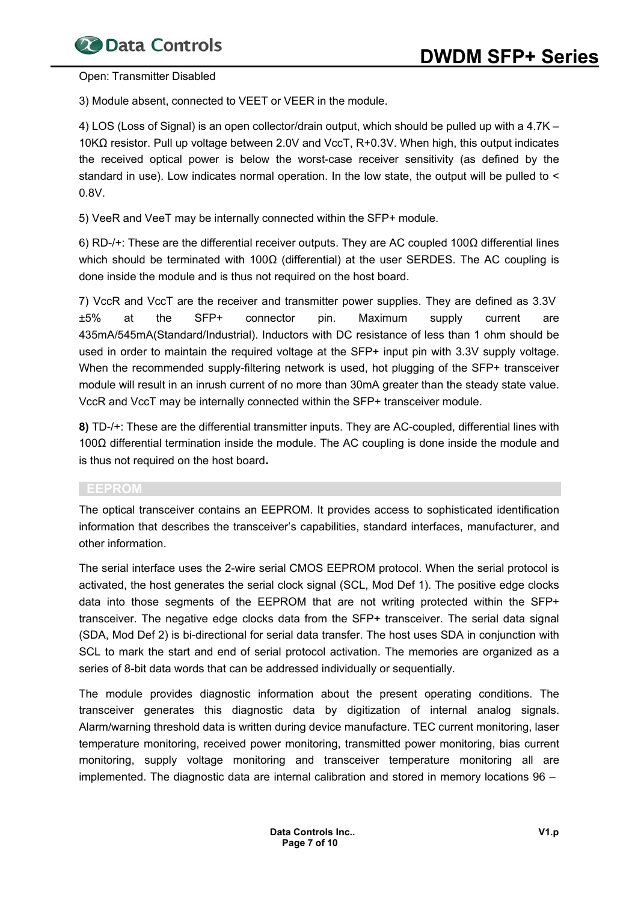Open: Transmitter Disabled

3) Module absent, connected to VEET or VEER in the module.

4) LOS (Loss of Signal) is an open collector/drain output, which should be pulled up with a 4.7K – 10KΩ resistor. Pull up voltage between 2.0V and VccT, R+0.3V. When high, this output indicates the received optical power is below the worst-case receiver sensitivity (as defined by the standard in use). Low indicates normal operation. In the low state, the output will be pulled to < 0.8V.

5) VeeR and VeeT may be internally connected within the SFP+ module.

6) RD-/+: These are the differential receiver outputs. They are AC coupled 100Ω differential lines which should be terminated with 100Ω (differential) at the user SERDES. The AC coupling is done inside the module and is thus not required on the host board.

7) VccR and VccT are the receiver and transmitter power supplies. They are defined as 3.3V ±5% at the SFP+ connector pin. Maximum supply current are 435mA/545mA(Standard/Industrial). Inductors with DC resistance of less than 1 ohm should be used in order to maintain the required voltage at the SFP+ input pin with 3.3V supply voltage. When the recommended supply-filtering network is used, hot plugging of the SFP+ transceiver module will result in an inrush current of no more than 30mA greater than the steady state value. VccR and VccT may be internally connected within the SFP+ transceiver module.

**8)** TD-/+: These are the differential transmitter inputs. They are AC-coupled, differential lines with 100Ω differential termination inside the module. The AC coupling is done inside the module and is thus not required on the host board**.**

## EEPROM

The optical transceiver contains an EEPROM. It provides access to sophisticated identification information that describes the transceiver's capabilities, standard interfaces, manufacturer, and other information.

The serial interface uses the 2-wire serial CMOS EEPROM protocol. When the serial protocol is activated, the host generates the serial clock signal (SCL, Mod Def 1). The positive edge clocks data into those segments of the EEPROM that are not writing protected within the SFP+ transceiver. The negative edge clocks data from the SFP+ transceiver. The serial data signal (SDA, Mod Def 2) is bi-directional for serial data transfer. The host uses SDA in conjunction with SCL to mark the start and end of serial protocol activation. The memories are organized as a series of 8-bit data words that can be addressed individually or sequentially.

The module provides diagnostic information about the present operating conditions. The transceiver generates this diagnostic data by digitization of internal analog signals. Alarm/warning threshold data is written during device manufacture. TEC current monitoring, laser temperature monitoring, received power monitoring, transmitted power monitoring, bias current monitoring, supply voltage monitoring and transceiver temperature monitoring all are implemented. The diagnostic data are internal calibration and stored in memory locations 96 –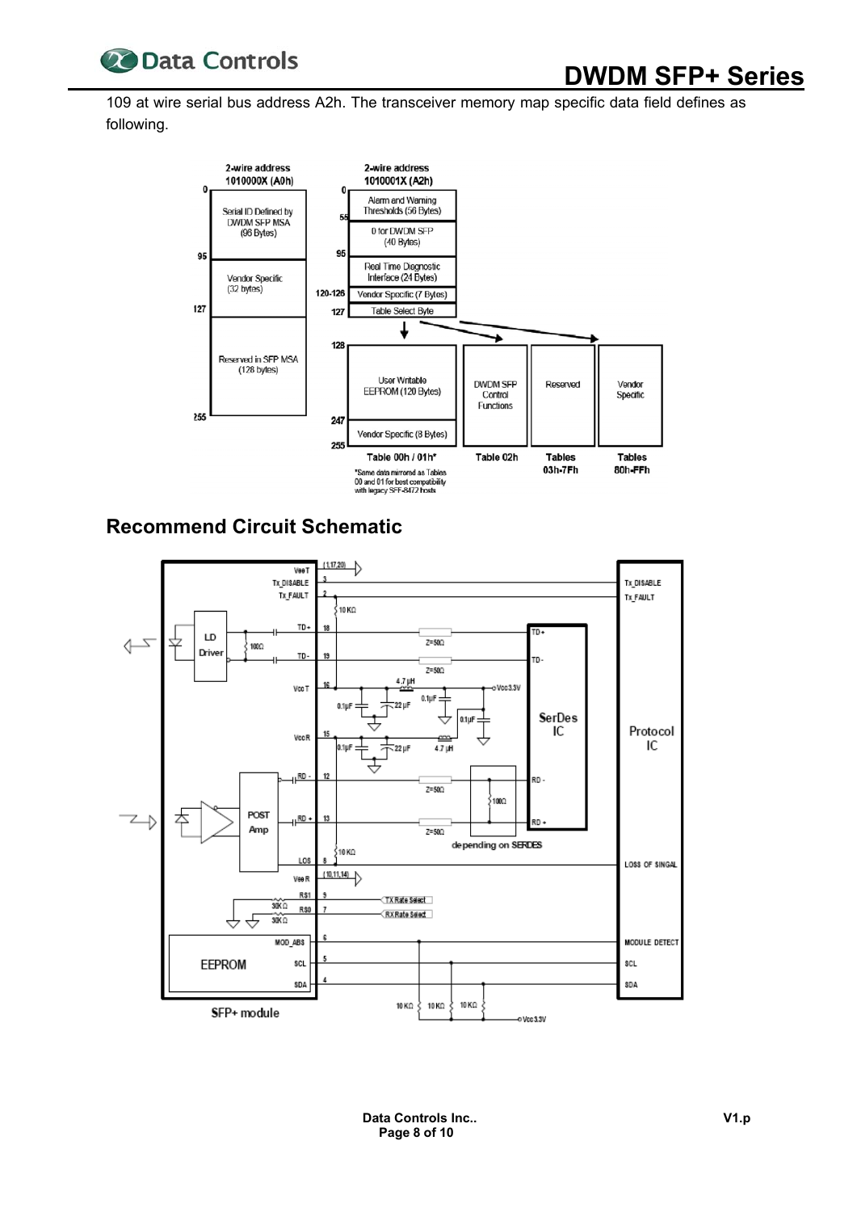109 at wire serial bus address A2h. The transceiver memory map specific data field defines as following.

## Recommend Circuit Schematic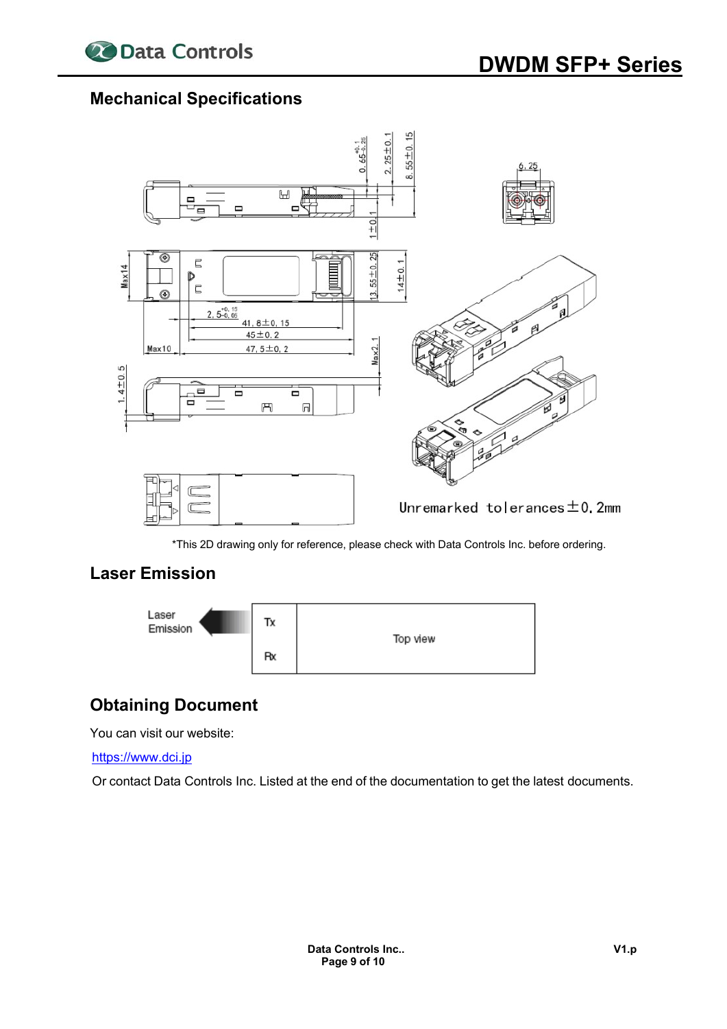## Mechanical Specifications

Unremarked tolerances ±0.2mm

*This 2D drawing only for reference, please check with Data Controls Inc. before ordering.

## Laser Emission

| Laser Emission | Tx / Rx | Top view |
| --- | --- | --- |

## Obtaining Document

You can visit our website:

https://www.dci.jp

Or contact Data Controls Inc. Listed at the end of the documentation to get the latest documents.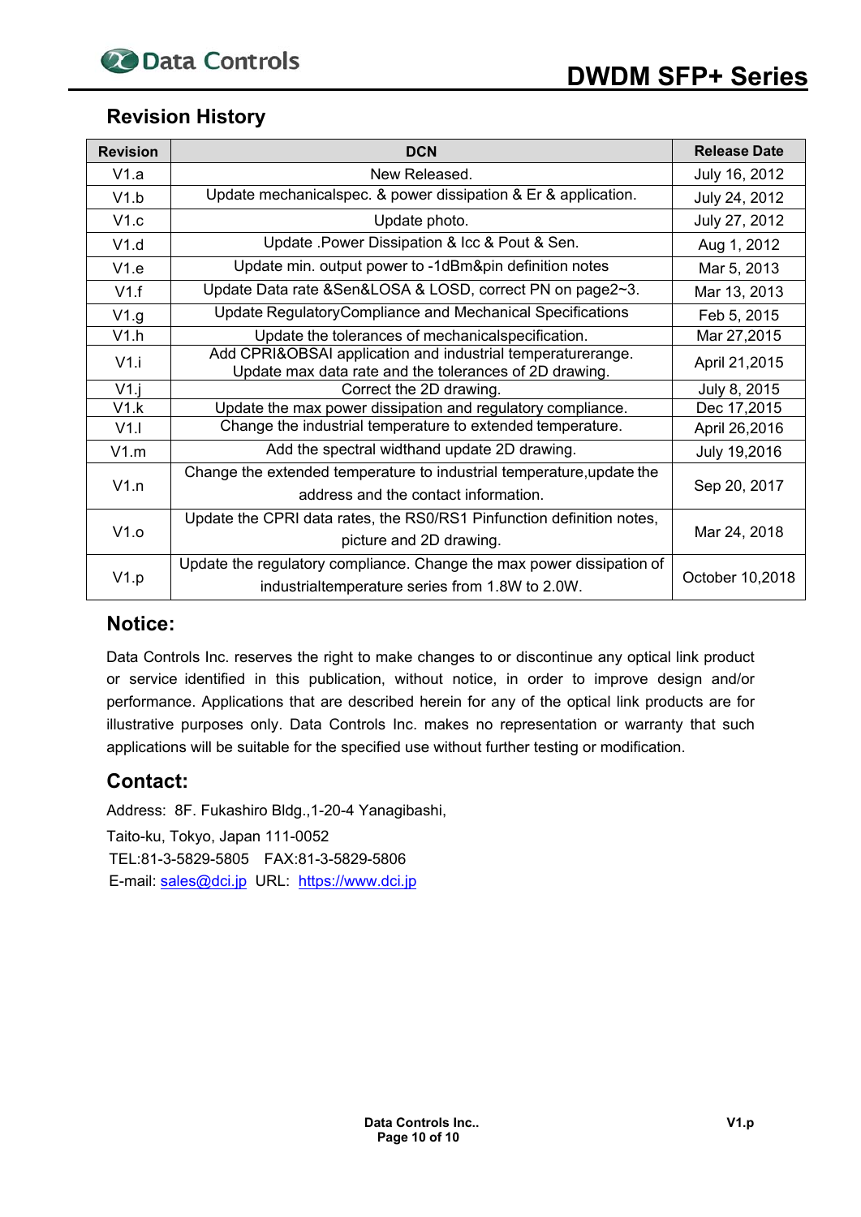## Revision History

| Revision | DCN | Release Date |
|---|---|---|
| V1.a | New Released. | July 16, 2012 |
| V1.b | Update mechanicalspec. & power dissipation & Er & application. | July 24, 2012 |
| V1.c | Update photo. | July 27, 2012 |
| V1.d | Update .Power Dissipation & Icc & Pout & Sen. | Aug 1, 2012 |
| V1.e | Update min. output power to -1dBm&pin definition notes | Mar 5, 2013 |
| V1.f | Update Data rate &Sen&LOSA & LOSD, correct PN on page2~3. | Mar 13, 2013 |
| V1.g | Update RegulatoryCompliance and Mechanical Specifications | Feb 5, 2015 |
| V1.h | Update the tolerances of mechanicalspecification. | Mar 27,2015 |
| V1.i | Add CPRI&OBSAI application and industrial temperaturerange. Update max data rate and the tolerances of 2D drawing. | April 21,2015 |
| V1.j | Correct the 2D drawing. | July 8, 2015 |
| V1.k | Update the max power dissipation and regulatory compliance. | Dec 17,2015 |
| V1.l | Change the industrial temperature to extended temperature. | April 26,2016 |
| V1.m | Add the spectral widthand update 2D drawing. | July 19,2016 |
| V1.n | Change the extended temperature to industrial temperature,update the address and the contact information. | Sep 20, 2017 |
| V1.o | Update the CPRI data rates, the RS0/RS1 Pinfunction definition notes, picture and 2D drawing. | Mar 24, 2018 |
| V1.p | Update the regulatory compliance. Change the max power dissipation of industrialtemperature series from 1.8W to 2.0W. | October 10,2018 |

## Notice:

Data Controls Inc. reserves the right to make changes to or discontinue any optical link product or service identified in this publication, without notice, in order to improve design and/or performance. Applications that are described herein for any of the optical link products are for illustrative purposes only. Data Controls Inc. makes no representation or warranty that such applications will be suitable for the specified use without further testing or modification.

## Contact:

Address: 8F. Fukashiro Bldg.,1-20-4 Yanagibashi,

Taito-ku, Tokyo, Japan 111-0052

TEL:81-3-5829-5805 FAX:81-3-5829-5806

E-mail: sales@dci.jp URL: https://www.dci.jp